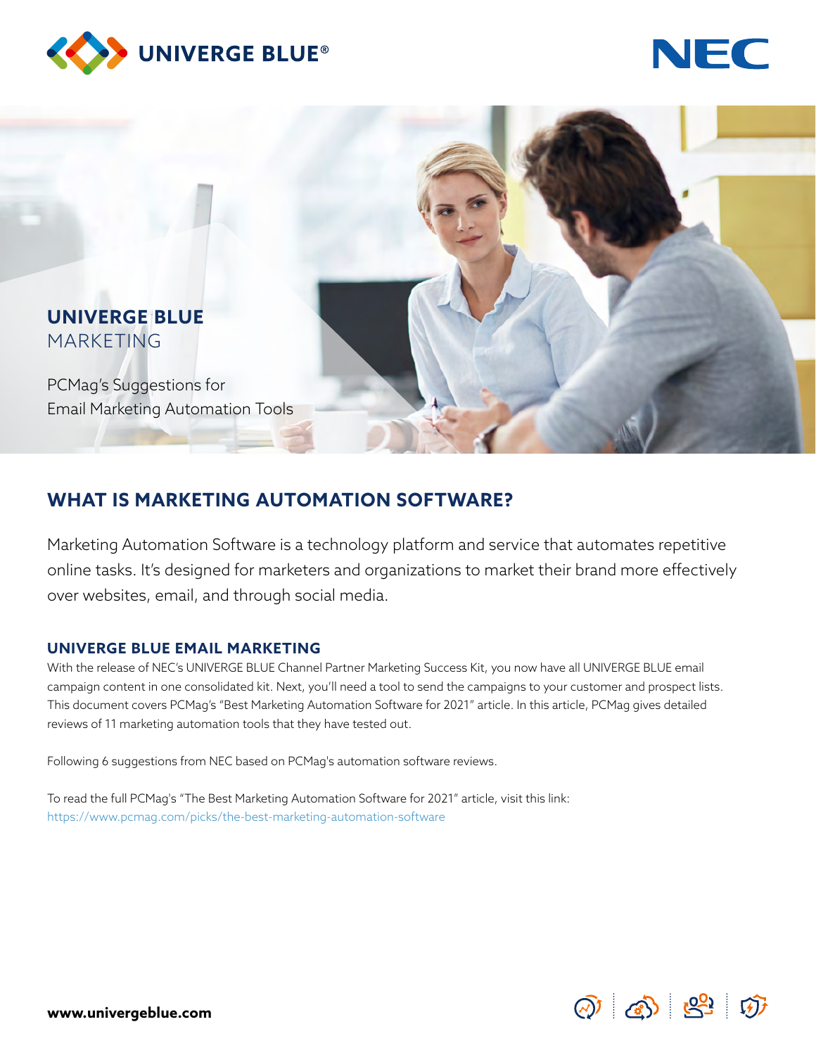UNIVERGE BLUE®

NEC

# UNIVERGE BLUE MARKETING

PCMag's Suggestions for Email Marketing Automation Tools

## WHAT IS MARKETING AUTOMATION SOFTWARE?

Marketing Automation Software is a technology platform and service that automates repetitive online tasks. It's designed for marketers and organizations to market their brand more effectively over websites, email, and through social media.

### UNIVERGE BLUE EMAIL MARKETING

With the release of NEC's UNIVERGE BLUE Channel Partner Marketing Success Kit, you now have all UNIVERGE BLUE email campaign content in one consolidated kit. Next, you'll need a tool to send the campaigns to your customer and prospect lists. This document covers PCMag's "Best Marketing Automation Software for 2021" article. In this article, PCMag gives detailed reviews of 11 marketing automation tools that they have tested out.

Following 6 suggestions from NEC based on PCMag's automation software reviews.

To read the full PCMag's "The Best Marketing Automation Software for 2021" article, visit this link: https://www.pcmag.com/picks/the-best-marketing-automation-software

www.univergeblue.com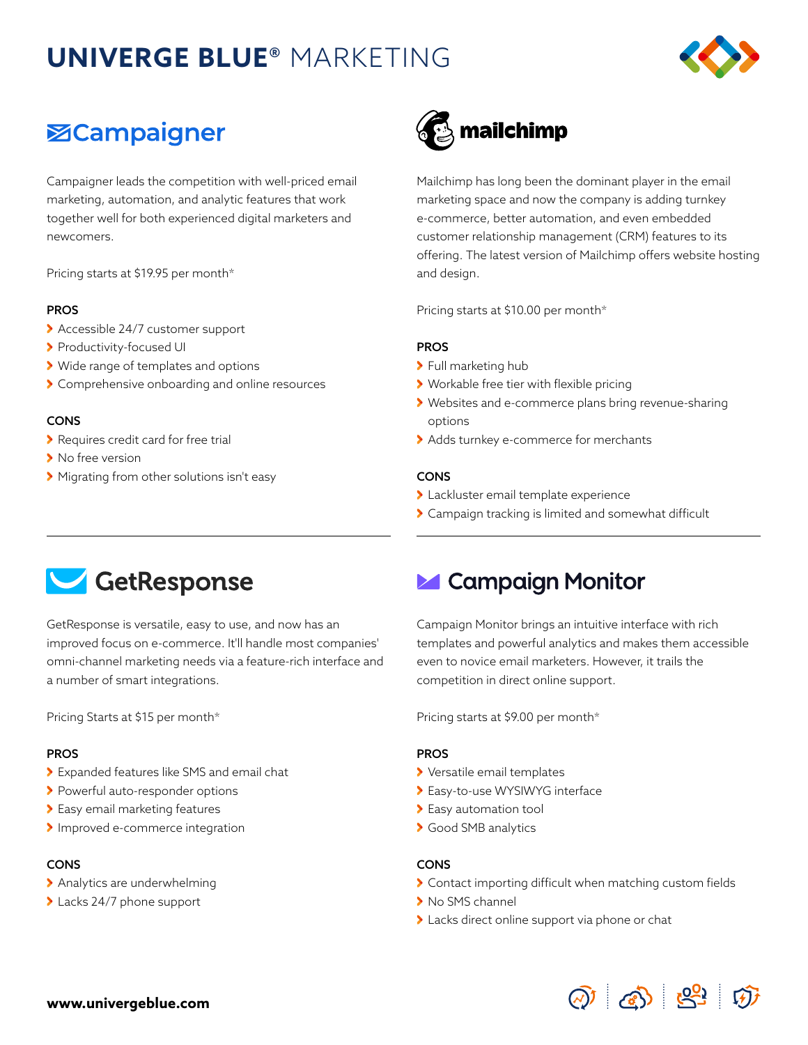# UNIVERGE BLUE® MARKETING

## Campaigner

Campaigner leads the competition with well-priced email marketing, automation, and analytic features that work together well for both experienced digital marketers and newcomers.

Pricing starts at $19.95 per month*

**PROS**

- Accessible 24/7 customer support
- Productivity-focused UI
- Wide range of templates and options
- Comprehensive onboarding and online resources

**CONS**

- Requires credit card for free trial
- No free version
- Migrating from other solutions isn't easy

## mailchimp

Mailchimp has long been the dominant player in the email marketing space and now the company is adding turnkey e-commerce, better automation, and even embedded customer relationship management (CRM) features to its offering. The latest version of Mailchimp offers website hosting and design.

Pricing starts at $10.00 per month*

**PROS**

- Full marketing hub
- Workable free tier with flexible pricing
- Websites and e-commerce plans bring revenue-sharing options
- Adds turnkey e-commerce for merchants

**CONS**

- Lackluster email template experience
- Campaign tracking is limited and somewhat difficult

## GetResponse

GetResponse is versatile, easy to use, and now has an improved focus on e-commerce. It'll handle most companies' omni-channel marketing needs via a feature-rich interface and a number of smart integrations.

Pricing Starts at $15 per month*

**PROS**

- Expanded features like SMS and email chat
- Powerful auto-responder options
- Easy email marketing features
- Improved e-commerce integration

**CONS**

- Analytics are underwhelming
- Lacks 24/7 phone support

## Campaign Monitor

Campaign Monitor brings an intuitive interface with rich templates and powerful analytics and makes them accessible even to novice email marketers. However, it trails the competition in direct online support.

Pricing starts at $9.00 per month*

**PROS**

- Versatile email templates
- Easy-to-use WYSIWYG interface
- Easy automation tool
- Good SMB analytics

**CONS**

- Contact importing difficult when matching custom fields
- No SMS channel
- Lacks direct online support via phone or chat

**www.univergeblue.com**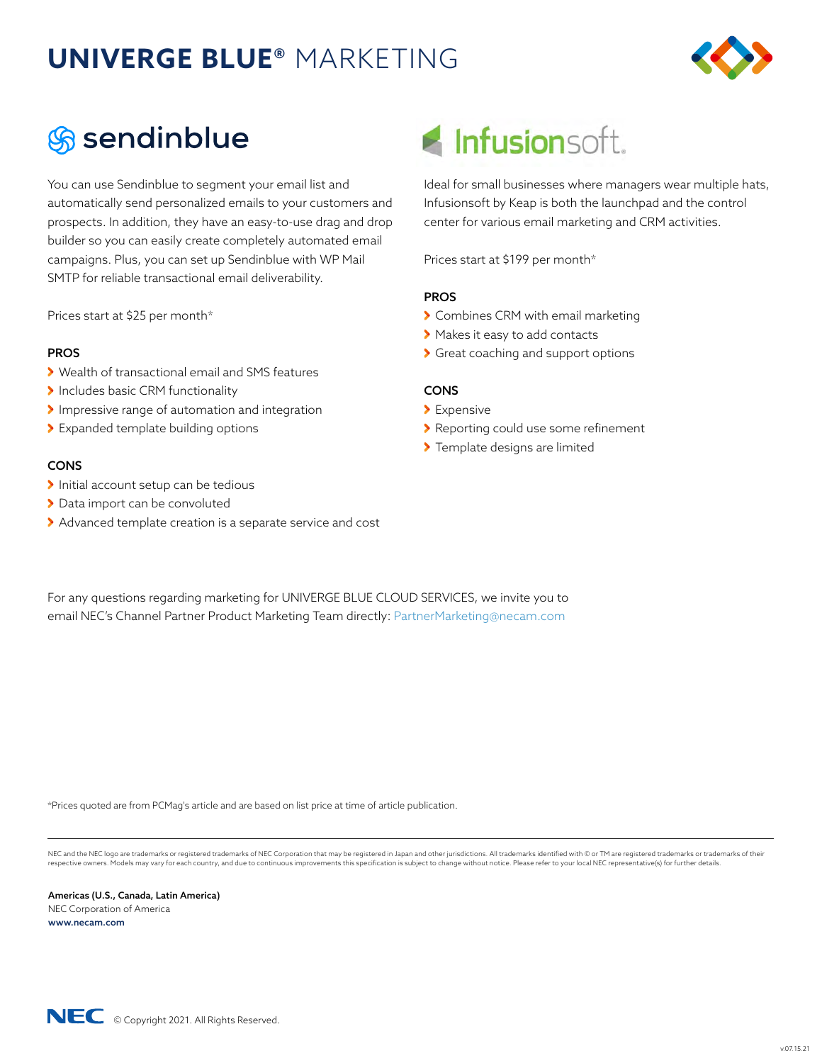## sendinblue

You can use Sendinblue to segment your email list and automatically send personalized emails to your customers and prospects. In addition, they have an easy-to-use drag and drop builder so you can easily create completely automated email campaigns. Plus, you can set up Sendinblue with WP Mail SMTP for reliable transactional email deliverability.

Prices start at $25 per month*

**PROS**

- Wealth of transactional email and SMS features
- Includes basic CRM functionality
- Impressive range of automation and integration
- Expanded template building options

**CONS**

- Initial account setup can be tedious
- Data import can be convoluted
- Advanced template creation is a separate service and cost

## Infusionsoft.

Ideal for small businesses where managers wear multiple hats, Infusionsoft by Keap is both the launchpad and the control center for various email marketing and CRM activities.

Prices start at $199 per month*

**PROS**

- Combines CRM with email marketing
- Makes it easy to add contacts
- Great coaching and support options

**CONS**

- Expensive
- Reporting could use some refinement
- Template designs are limited

For any questions regarding marketing for UNIVERGE BLUE CLOUD SERVICES, we invite you to email NEC's Channel Partner Product Marketing Team directly: PartnerMarketing@necam.com

*Prices quoted are from PCMag's article and are based on list price at time of article publication.

NEC and the NEC logo are trademarks or registered trademarks of NEC Corporation that may be registered in Japan and other jurisdictions. All trademarks identified with © or TM are registered trademarks or trademarks of their respective owners. Models may vary for each country, and due to continuous improvements this specification is subject to change without notice. Please refer to your local NEC representative(s) for further details.

**Americas (U.S., Canada, Latin America)**
NEC Corporation of America
**www.necam.com**

NEC © Copyright 2021. All Rights Reserved.

v.07.15.21